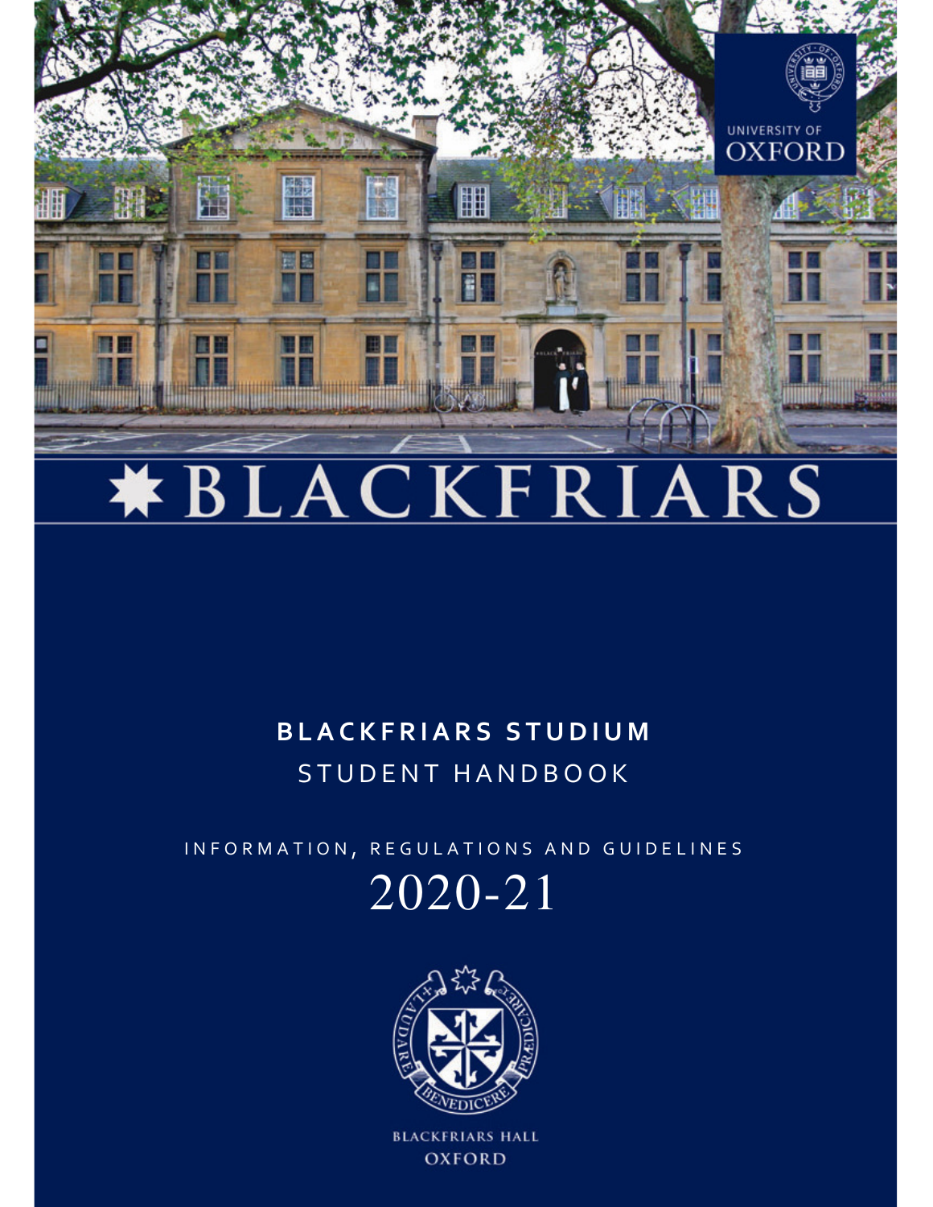UNIVERSITY OF OXFORD

# BLACKFRIARS

## BLACKFRIARS STUDIUM

STUDENT HANDBOOK

INFORMATION, REGULATIONS AND GUIDELINES

2020-21

LAUDARE BENEDICERE PRAEDICARE

BLACKFRIARS HALL
OXFORD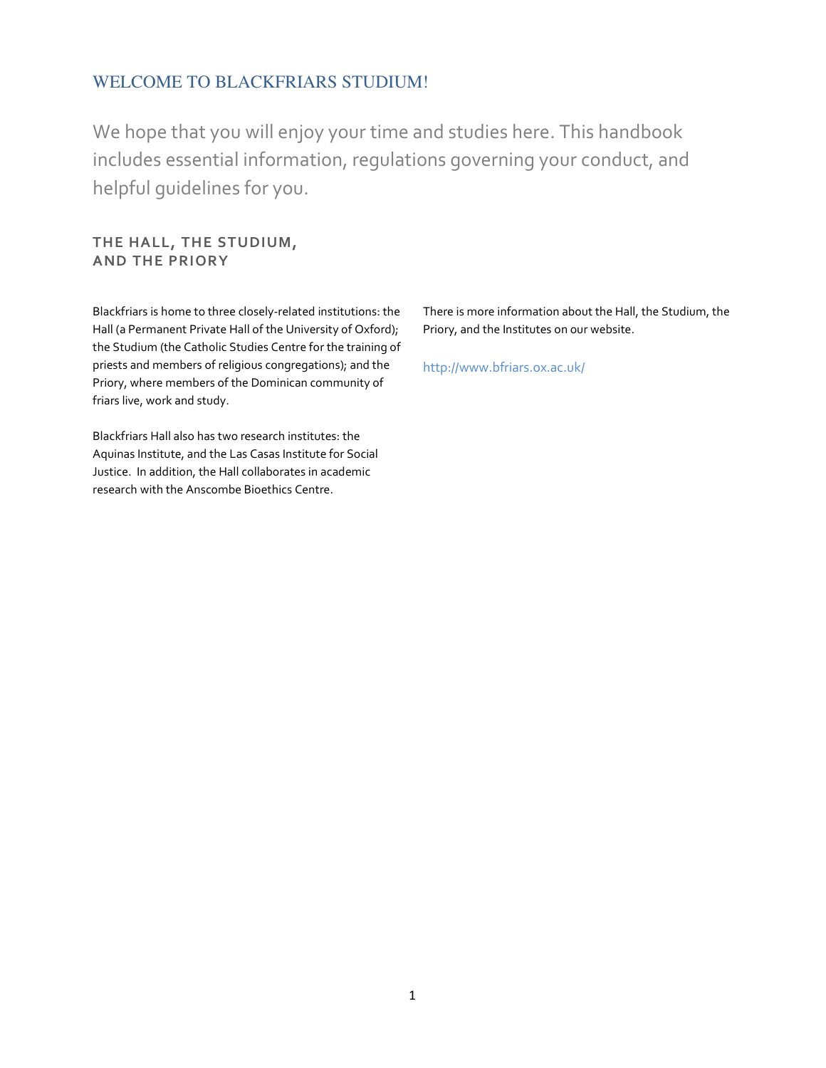# WELCOME TO BLACKFRIARS STUDIUM!

We hope that you will enjoy your time and studies here. This handbook includes essential information, regulations governing your conduct, and helpful guidelines for you.

## THE HALL, THE STUDIUM, AND THE PRIORY

Blackfriars is home to three closely-related institutions: the Hall (a Permanent Private Hall of the University of Oxford); the Studium (the Catholic Studies Centre for the training of priests and members of religious congregations); and the Priory, where members of the Dominican community of friars live, work and study.

Blackfriars Hall also has two research institutes: the Aquinas Institute, and the Las Casas Institute for Social Justice. In addition, the Hall collaborates in academic research with the Anscombe Bioethics Centre.

There is more information about the Hall, the Studium, the Priory, and the Institutes on our website.

http://www.bfriars.ox.ac.uk/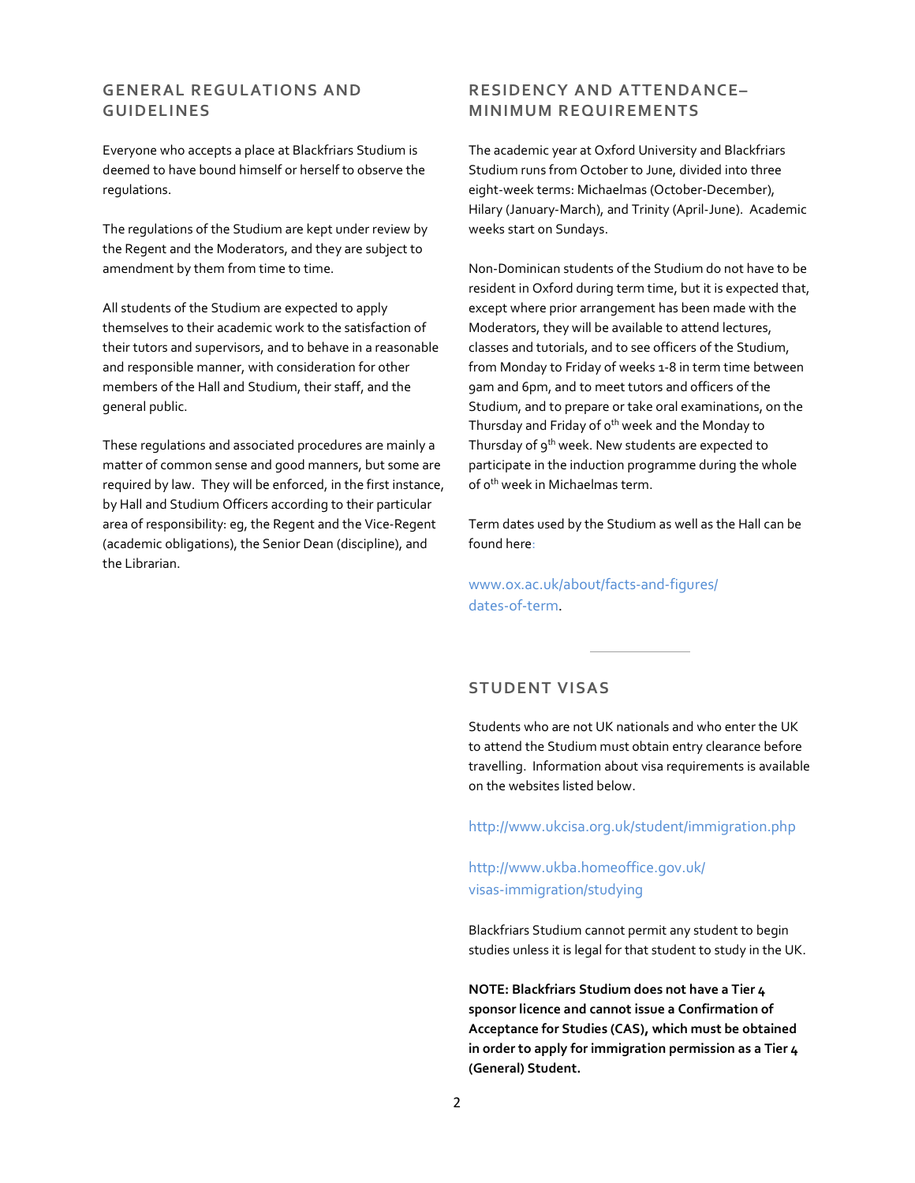## GENERAL REGULATIONS AND GUIDELINES

Everyone who accepts a place at Blackfriars Studium is deemed to have bound himself or herself to observe the regulations.

The regulations of the Studium are kept under review by the Regent and the Moderators, and they are subject to amendment by them from time to time.

All students of the Studium are expected to apply themselves to their academic work to the satisfaction of their tutors and supervisors, and to behave in a reasonable and responsible manner, with consideration for other members of the Hall and Studium, their staff, and the general public.

These regulations and associated procedures are mainly a matter of common sense and good manners, but some are required by law. They will be enforced, in the first instance, by Hall and Studium Officers according to their particular area of responsibility: eg, the Regent and the Vice-Regent (academic obligations), the Senior Dean (discipline), and the Librarian.

## RESIDENCY AND ATTENDANCE– MINIMUM REQUIREMENTS

The academic year at Oxford University and Blackfriars Studium runs from October to June, divided into three eight-week terms: Michaelmas (October-December), Hilary (January-March), and Trinity (April-June). Academic weeks start on Sundays.

Non-Dominican students of the Studium do not have to be resident in Oxford during term time, but it is expected that, except where prior arrangement has been made with the Moderators, they will be available to attend lectures, classes and tutorials, and to see officers of the Studium, from Monday to Friday of weeks 1-8 in term time between 9am and 6pm, and to meet tutors and officers of the Studium, and to prepare or take oral examinations, on the Thursday and Friday of 0th week and the Monday to Thursday of 9th week. New students are expected to participate in the induction programme during the whole of 0th week in Michaelmas term.

Term dates used by the Studium as well as the Hall can be found here:

www.ox.ac.uk/about/facts-and-figures/dates-of-term.

## STUDENT VISAS

Students who are not UK nationals and who enter the UK to attend the Studium must obtain entry clearance before travelling. Information about visa requirements is available on the websites listed below.

http://www.ukcisa.org.uk/student/immigration.php

http://www.ukba.homeoffice.gov.uk/visas-immigration/studying

Blackfriars Studium cannot permit any student to begin studies unless it is legal for that student to study in the UK.

**NOTE: Blackfriars Studium does not have a Tier 4 sponsor licence and cannot issue a Confirmation of Acceptance for Studies (CAS), which must be obtained in order to apply for immigration permission as a Tier 4 (General) Student.**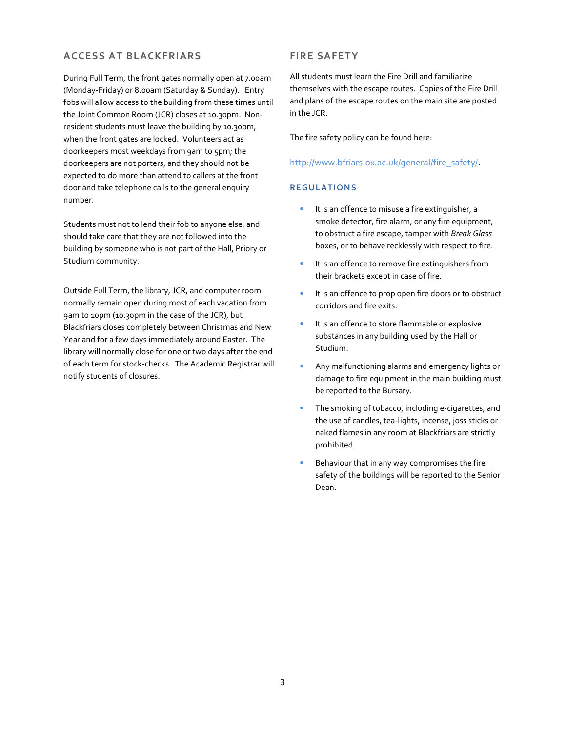## ACCESS AT BLACKFRIARS

During Full Term, the front gates normally open at 7.00am (Monday-Friday) or 8.00am (Saturday & Sunday). Entry fobs will allow access to the building from these times until the Joint Common Room (JCR) closes at 10.30pm. Non-resident students must leave the building by 10.30pm, when the front gates are locked. Volunteers act as doorkeepers most weekdays from 9am to 5pm; the doorkeepers are not porters, and they should not be expected to do more than attend to callers at the front door and take telephone calls to the general enquiry number.

Students must not to lend their fob to anyone else, and should take care that they are not followed into the building by someone who is not part of the Hall, Priory or Studium community.

Outside Full Term, the library, JCR, and computer room normally remain open during most of each vacation from 9am to 10pm (10.30pm in the case of the JCR), but Blackfriars closes completely between Christmas and New Year and for a few days immediately around Easter. The library will normally close for one or two days after the end of each term for stock-checks. The Academic Registrar will notify students of closures.

## FIRE SAFETY

All students must learn the Fire Drill and familiarize themselves with the escape routes. Copies of the Fire Drill and plans of the escape routes on the main site are posted in the JCR.

The fire safety policy can be found here:

http://www.bfriars.ox.ac.uk/general/fire_safety/.

### REGULATIONS

- It is an offence to misuse a fire extinguisher, a smoke detector, fire alarm, or any fire equipment, to obstruct a fire escape, tamper with *Break Glass* boxes, or to behave recklessly with respect to fire.
- It is an offence to remove fire extinguishers from their brackets except in case of fire.
- It is an offence to prop open fire doors or to obstruct corridors and fire exits.
- It is an offence to store flammable or explosive substances in any building used by the Hall or Studium.
- Any malfunctioning alarms and emergency lights or damage to fire equipment in the main building must be reported to the Bursary.
- The smoking of tobacco, including e-cigarettes, and the use of candles, tea-lights, incense, joss sticks or naked flames in any room at Blackfriars are strictly prohibited.
- Behaviour that in any way compromises the fire safety of the buildings will be reported to the Senior Dean.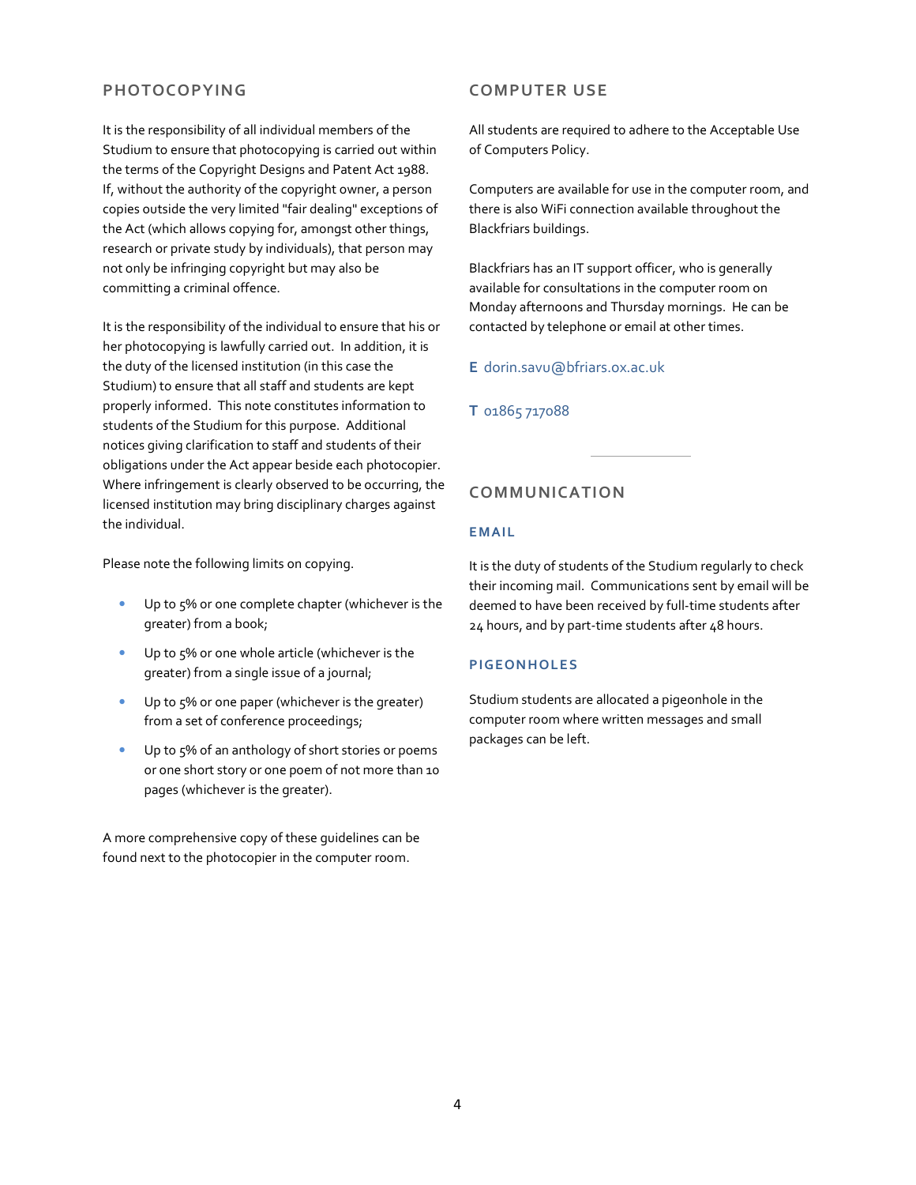## PHOTOCOPYING

It is the responsibility of all individual members of the Studium to ensure that photocopying is carried out within the terms of the Copyright Designs and Patent Act 1988. If, without the authority of the copyright owner, a person copies outside the very limited "fair dealing" exceptions of the Act (which allows copying for, amongst other things, research or private study by individuals), that person may not only be infringing copyright but may also be committing a criminal offence.

It is the responsibility of the individual to ensure that his or her photocopying is lawfully carried out. In addition, it is the duty of the licensed institution (in this case the Studium) to ensure that all staff and students are kept properly informed. This note constitutes information to students of the Studium for this purpose. Additional notices giving clarification to staff and students of their obligations under the Act appear beside each photocopier. Where infringement is clearly observed to be occurring, the licensed institution may bring disciplinary charges against the individual.

Please note the following limits on copying.

- Up to 5% or one complete chapter (whichever is the greater) from a book;
- Up to 5% or one whole article (whichever is the greater) from a single issue of a journal;
- Up to 5% or one paper (whichever is the greater) from a set of conference proceedings;
- Up to 5% of an anthology of short stories or poems or one short story or one poem of not more than 10 pages (whichever is the greater).

A more comprehensive copy of these guidelines can be found next to the photocopier in the computer room.

## COMPUTER USE

All students are required to adhere to the Acceptable Use of Computers Policy.

Computers are available for use in the computer room, and there is also WiFi connection available throughout the Blackfriars buildings.

Blackfriars has an IT support officer, who is generally available for consultations in the computer room on Monday afternoons and Thursday mornings. He can be contacted by telephone or email at other times.

**E** dorin.savu@bfriars.ox.ac.uk

**T** 01865 717088

## COMMUNICATION

### EMAIL

It is the duty of students of the Studium regularly to check their incoming mail. Communications sent by email will be deemed to have been received by full-time students after 24 hours, and by part-time students after 48 hours.

### PIGEONHOLES

Studium students are allocated a pigeonhole in the computer room where written messages and small packages can be left.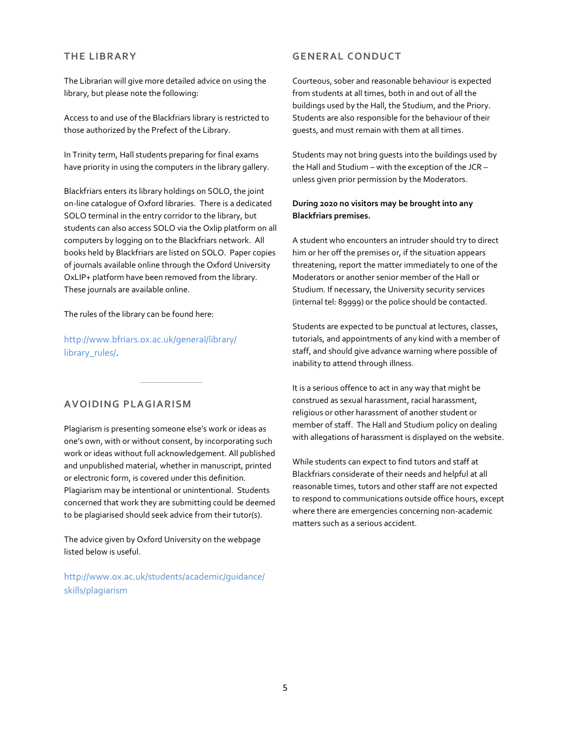## THE LIBRARY

The Librarian will give more detailed advice on using the library, but please note the following:

Access to and use of the Blackfriars library is restricted to those authorized by the Prefect of the Library.

In Trinity term, Hall students preparing for final exams have priority in using the computers in the library gallery.

Blackfriars enters its library holdings on SOLO, the joint on-line catalogue of Oxford libraries. There is a dedicated SOLO terminal in the entry corridor to the library, but students can also access SOLO via the Oxlip platform on all computers by logging on to the Blackfriars network. All books held by Blackfriars are listed on SOLO. Paper copies of journals available online through the Oxford University OxLIP+ platform have been removed from the library. These journals are available online.

The rules of the library can be found here:

http://www.bfriars.ox.ac.uk/general/library/library_rules/.

## AVOIDING PLAGIARISM

Plagiarism is presenting someone else's work or ideas as one's own, with or without consent, by incorporating such work or ideas without full acknowledgement. All published and unpublished material, whether in manuscript, printed or electronic form, is covered under this definition. Plagiarism may be intentional or unintentional. Students concerned that work they are submitting could be deemed to be plagiarised should seek advice from their tutor(s).

The advice given by Oxford University on the webpage listed below is useful.

http://www.ox.ac.uk/students/academic/guidance/skills/plagiarism

## GENERAL CONDUCT

Courteous, sober and reasonable behaviour is expected from students at all times, both in and out of all the buildings used by the Hall, the Studium, and the Priory. Students are also responsible for the behaviour of their guests, and must remain with them at all times.

Students may not bring guests into the buildings used by the Hall and Studium – with the exception of the JCR – unless given prior permission by the Moderators.

**During 2020 no visitors may be brought into any Blackfriars premises.**

A student who encounters an intruder should try to direct him or her off the premises or, if the situation appears threatening, report the matter immediately to one of the Moderators or another senior member of the Hall or Studium. If necessary, the University security services (internal tel: 89999) or the police should be contacted.

Students are expected to be punctual at lectures, classes, tutorials, and appointments of any kind with a member of staff, and should give advance warning where possible of inability to attend through illness.

It is a serious offence to act in any way that might be construed as sexual harassment, racial harassment, religious or other harassment of another student or member of staff. The Hall and Studium policy on dealing with allegations of harassment is displayed on the website.

While students can expect to find tutors and staff at Blackfriars considerate of their needs and helpful at all reasonable times, tutors and other staff are not expected to respond to communications outside office hours, except where there are emergencies concerning non-academic matters such as a serious accident.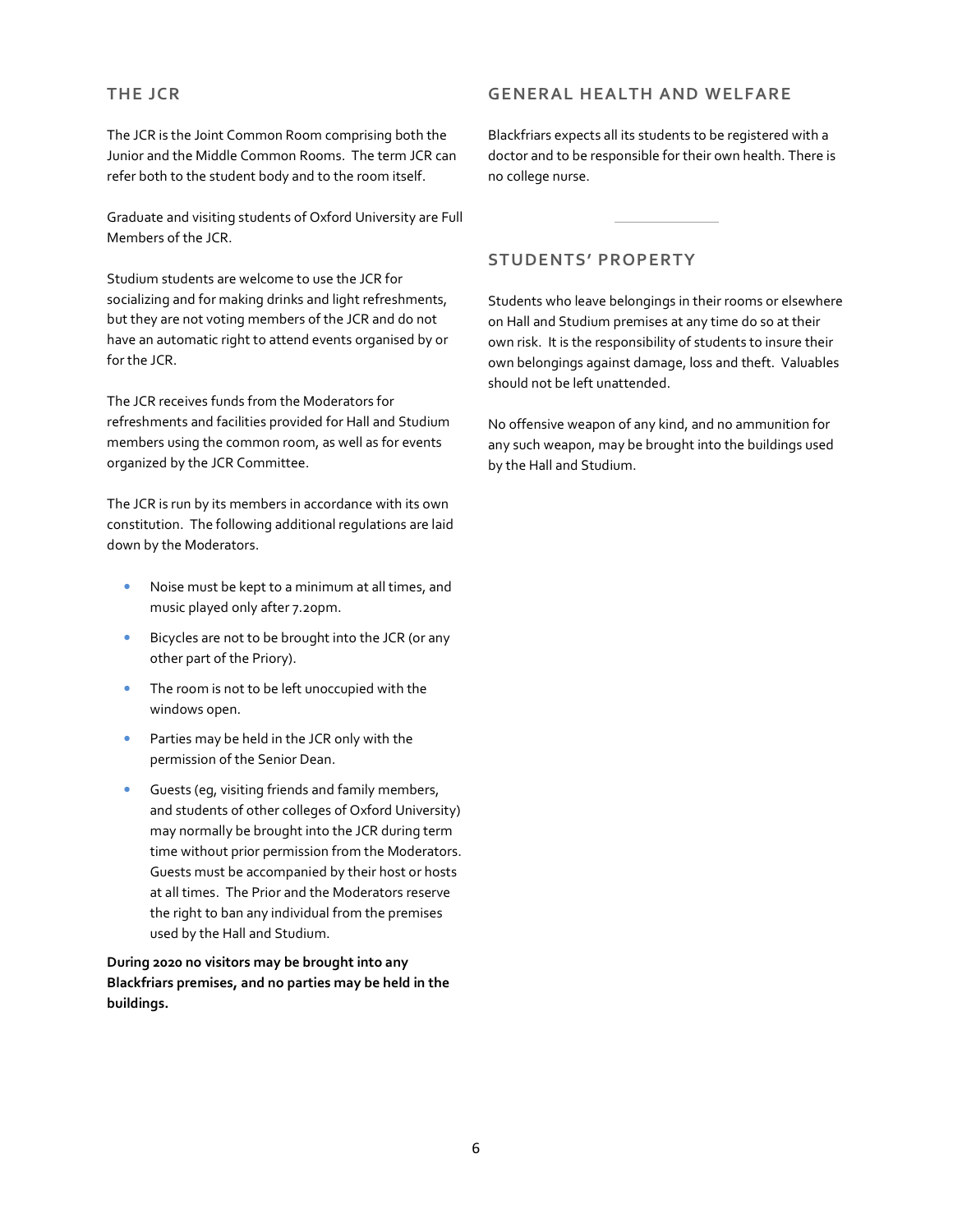## THE JCR

The JCR is the Joint Common Room comprising both the Junior and the Middle Common Rooms. The term JCR can refer both to the student body and to the room itself.

Graduate and visiting students of Oxford University are Full Members of the JCR.

Studium students are welcome to use the JCR for socializing and for making drinks and light refreshments, but they are not voting members of the JCR and do not have an automatic right to attend events organised by or for the JCR.

The JCR receives funds from the Moderators for refreshments and facilities provided for Hall and Studium members using the common room, as well as for events organized by the JCR Committee.

The JCR is run by its members in accordance with its own constitution. The following additional regulations are laid down by the Moderators.

- Noise must be kept to a minimum at all times, and music played only after 7.20pm.
- Bicycles are not to be brought into the JCR (or any other part of the Priory).
- The room is not to be left unoccupied with the windows open.
- Parties may be held in the JCR only with the permission of the Senior Dean.
- Guests (eg, visiting friends and family members, and students of other colleges of Oxford University) may normally be brought into the JCR during term time without prior permission from the Moderators. Guests must be accompanied by their host or hosts at all times. The Prior and the Moderators reserve the right to ban any individual from the premises used by the Hall and Studium.

**During 2020 no visitors may be brought into any Blackfriars premises, and no parties may be held in the buildings.**

## GENERAL HEALTH AND WELFARE

Blackfriars expects all its students to be registered with a doctor and to be responsible for their own health. There is no college nurse.

## STUDENTS' PROPERTY

Students who leave belongings in their rooms or elsewhere on Hall and Studium premises at any time do so at their own risk. It is the responsibility of students to insure their own belongings against damage, loss and theft. Valuables should not be left unattended.

No offensive weapon of any kind, and no ammunition for any such weapon, may be brought into the buildings used by the Hall and Studium.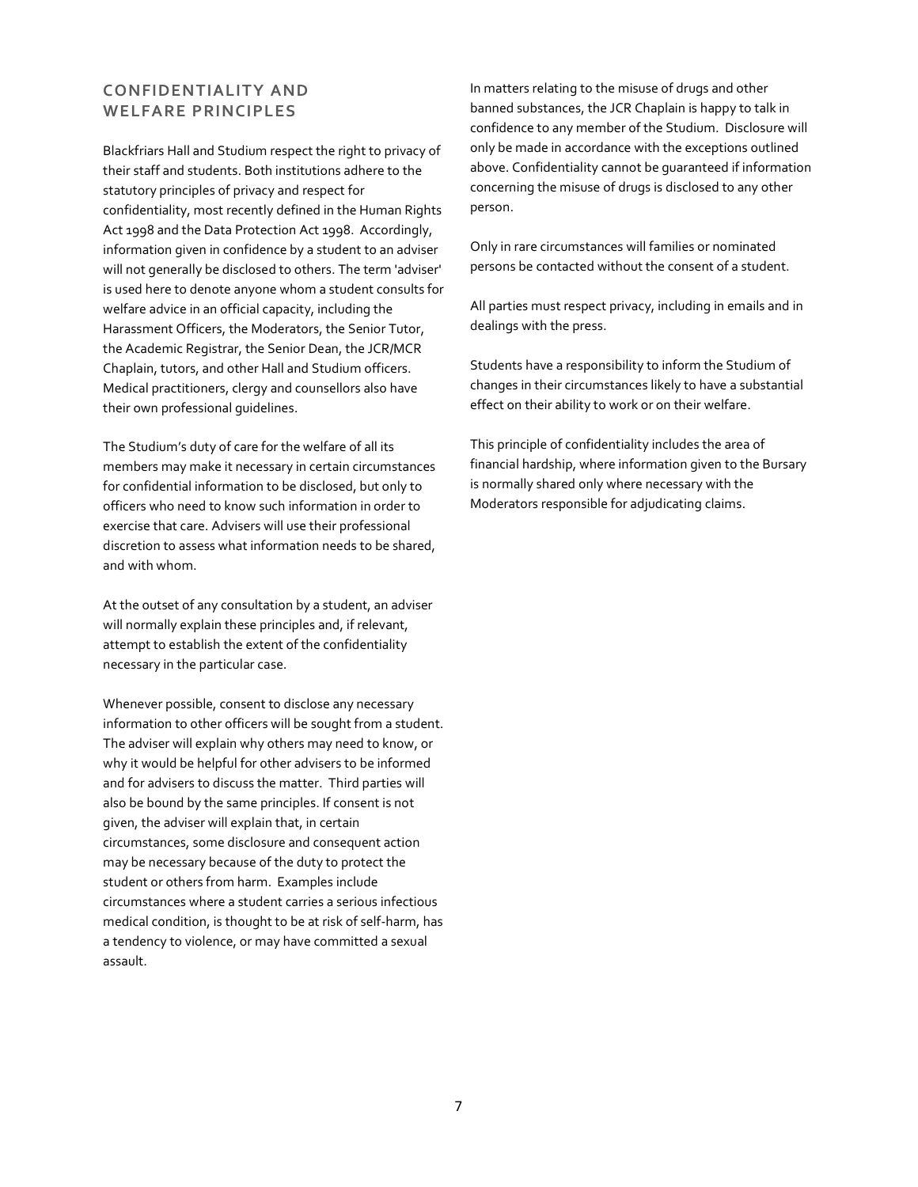## CONFIDENTIALITY AND WELFARE PRINCIPLES

Blackfriars Hall and Studium respect the right to privacy of their staff and students. Both institutions adhere to the statutory principles of privacy and respect for confidentiality, most recently defined in the Human Rights Act 1998 and the Data Protection Act 1998. Accordingly, information given in confidence by a student to an adviser will not generally be disclosed to others. The term 'adviser' is used here to denote anyone whom a student consults for welfare advice in an official capacity, including the Harassment Officers, the Moderators, the Senior Tutor, the Academic Registrar, the Senior Dean, the JCR/MCR Chaplain, tutors, and other Hall and Studium officers. Medical practitioners, clergy and counsellors also have their own professional guidelines.

The Studium's duty of care for the welfare of all its members may make it necessary in certain circumstances for confidential information to be disclosed, but only to officers who need to know such information in order to exercise that care. Advisers will use their professional discretion to assess what information needs to be shared, and with whom.

At the outset of any consultation by a student, an adviser will normally explain these principles and, if relevant, attempt to establish the extent of the confidentiality necessary in the particular case.

Whenever possible, consent to disclose any necessary information to other officers will be sought from a student. The adviser will explain why others may need to know, or why it would be helpful for other advisers to be informed and for advisers to discuss the matter. Third parties will also be bound by the same principles. If consent is not given, the adviser will explain that, in certain circumstances, some disclosure and consequent action may be necessary because of the duty to protect the student or others from harm. Examples include circumstances where a student carries a serious infectious medical condition, is thought to be at risk of self-harm, has a tendency to violence, or may have committed a sexual assault.

In matters relating to the misuse of drugs and other banned substances, the JCR Chaplain is happy to talk in confidence to any member of the Studium. Disclosure will only be made in accordance with the exceptions outlined above. Confidentiality cannot be guaranteed if information concerning the misuse of drugs is disclosed to any other person.

Only in rare circumstances will families or nominated persons be contacted without the consent of a student.

All parties must respect privacy, including in emails and in dealings with the press.

Students have a responsibility to inform the Studium of changes in their circumstances likely to have a substantial effect on their ability to work or on their welfare.

This principle of confidentiality includes the area of financial hardship, where information given to the Bursary is normally shared only where necessary with the Moderators responsible for adjudicating claims.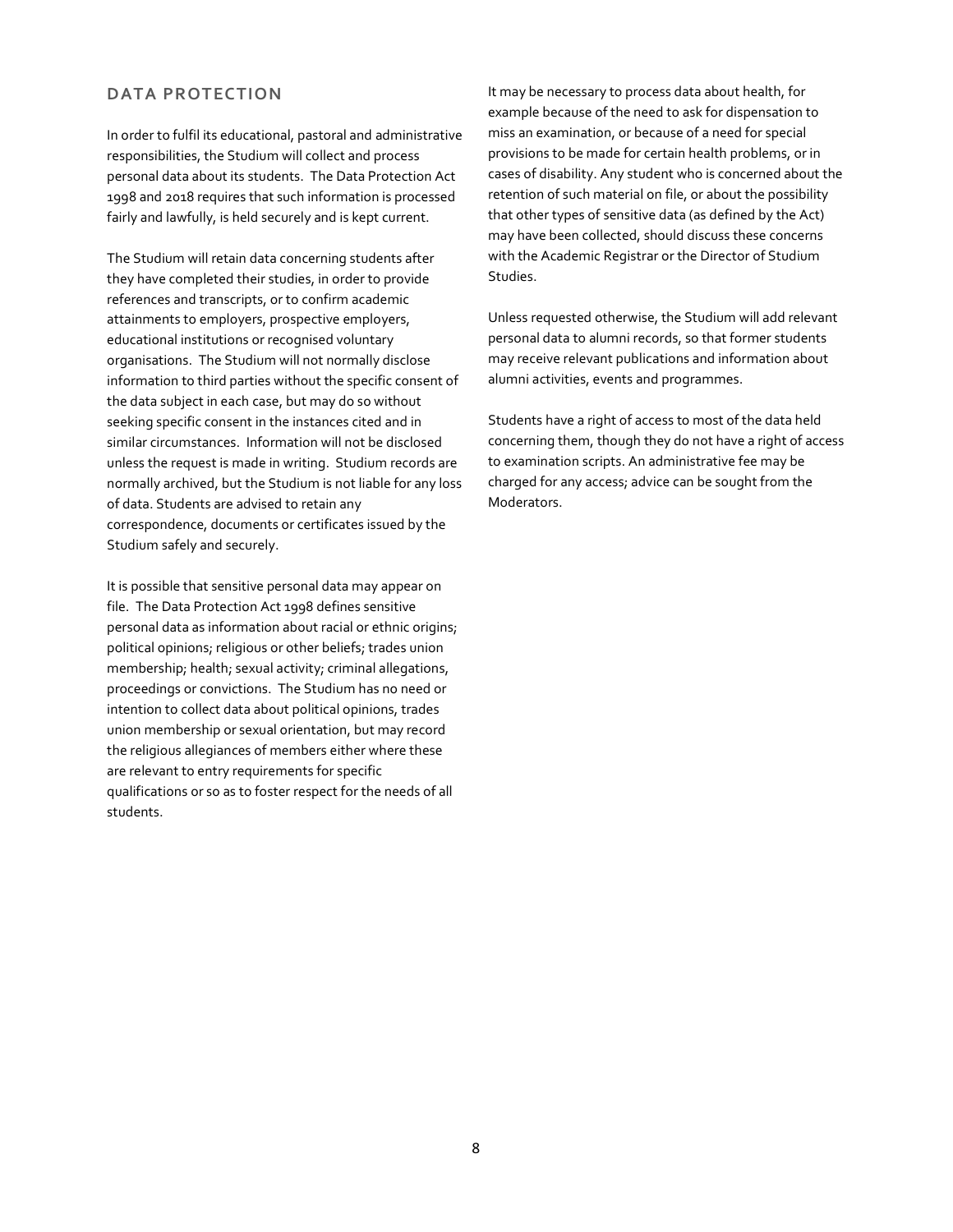## DATA PROTECTION

In order to fulfil its educational, pastoral and administrative responsibilities, the Studium will collect and process personal data about its students. The Data Protection Act 1998 and 2018 requires that such information is processed fairly and lawfully, is held securely and is kept current.

The Studium will retain data concerning students after they have completed their studies, in order to provide references and transcripts, or to confirm academic attainments to employers, prospective employers, educational institutions or recognised voluntary organisations. The Studium will not normally disclose information to third parties without the specific consent of the data subject in each case, but may do so without seeking specific consent in the instances cited and in similar circumstances. Information will not be disclosed unless the request is made in writing. Studium records are normally archived, but the Studium is not liable for any loss of data. Students are advised to retain any correspondence, documents or certificates issued by the Studium safely and securely.

It is possible that sensitive personal data may appear on file. The Data Protection Act 1998 defines sensitive personal data as information about racial or ethnic origins; political opinions; religious or other beliefs; trades union membership; health; sexual activity; criminal allegations, proceedings or convictions. The Studium has no need or intention to collect data about political opinions, trades union membership or sexual orientation, but may record the religious allegiances of members either where these are relevant to entry requirements for specific qualifications or so as to foster respect for the needs of all students.

It may be necessary to process data about health, for example because of the need to ask for dispensation to miss an examination, or because of a need for special provisions to be made for certain health problems, or in cases of disability. Any student who is concerned about the retention of such material on file, or about the possibility that other types of sensitive data (as defined by the Act) may have been collected, should discuss these concerns with the Academic Registrar or the Director of Studium Studies.

Unless requested otherwise, the Studium will add relevant personal data to alumni records, so that former students may receive relevant publications and information about alumni activities, events and programmes.

Students have a right of access to most of the data held concerning them, though they do not have a right of access to examination scripts. An administrative fee may be charged for any access; advice can be sought from the Moderators.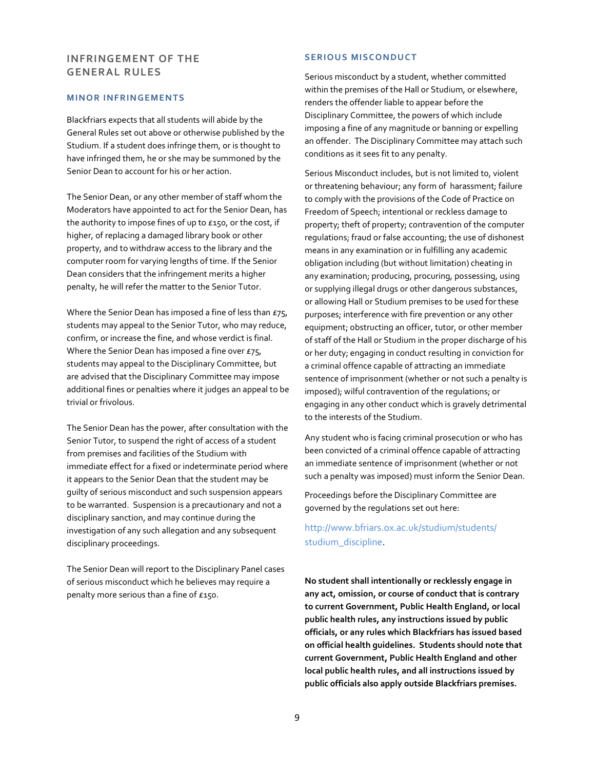## INFRINGEMENT OF THE GENERAL RULES

### MINOR INFRINGEMENTS

Blackfriars expects that all students will abide by the General Rules set out above or otherwise published by the Studium. If a student does infringe them, or is thought to have infringed them, he or she may be summoned by the Senior Dean to account for his or her action.

The Senior Dean, or any other member of staff whom the Moderators have appointed to act for the Senior Dean, has the authority to impose fines of up to £150, or the cost, if higher, of replacing a damaged library book or other property, and to withdraw access to the library and the computer room for varying lengths of time. If the Senior Dean considers that the infringement merits a higher penalty, he will refer the matter to the Senior Tutor.

Where the Senior Dean has imposed a fine of less than £75, students may appeal to the Senior Tutor, who may reduce, confirm, or increase the fine, and whose verdict is final. Where the Senior Dean has imposed a fine over £75, students may appeal to the Disciplinary Committee, but are advised that the Disciplinary Committee may impose additional fines or penalties where it judges an appeal to be trivial or frivolous.

The Senior Dean has the power, after consultation with the Senior Tutor, to suspend the right of access of a student from premises and facilities of the Studium with immediate effect for a fixed or indeterminate period where it appears to the Senior Dean that the student may be guilty of serious misconduct and such suspension appears to be warranted. Suspension is a precautionary and not a disciplinary sanction, and may continue during the investigation of any such allegation and any subsequent disciplinary proceedings.

The Senior Dean will report to the Disciplinary Panel cases of serious misconduct which he believes may require a penalty more serious than a fine of £150.

### SERIOUS MISCONDUCT

Serious misconduct by a student, whether committed within the premises of the Hall or Studium, or elsewhere, renders the offender liable to appear before the Disciplinary Committee, the powers of which include imposing a fine of any magnitude or banning or expelling an offender. The Disciplinary Committee may attach such conditions as it sees fit to any penalty.

Serious Misconduct includes, but is not limited to, violent or threatening behaviour; any form of harassment; failure to comply with the provisions of the Code of Practice on Freedom of Speech; intentional or reckless damage to property; theft of property; contravention of the computer regulations; fraud or false accounting; the use of dishonest means in any examination or in fulfilling any academic obligation including (but without limitation) cheating in any examination; producing, procuring, possessing, using or supplying illegal drugs or other dangerous substances, or allowing Hall or Studium premises to be used for these purposes; interference with fire prevention or any other equipment; obstructing an officer, tutor, or other member of staff of the Hall or Studium in the proper discharge of his or her duty; engaging in conduct resulting in conviction for a criminal offence capable of attracting an immediate sentence of imprisonment (whether or not such a penalty is imposed); wilful contravention of the regulations; or engaging in any other conduct which is gravely detrimental to the interests of the Studium.

Any student who is facing criminal prosecution or who has been convicted of a criminal offence capable of attracting an immediate sentence of imprisonment (whether or not such a penalty was imposed) must inform the Senior Dean.

Proceedings before the Disciplinary Committee are governed by the regulations set out here:

http://www.bfriars.ox.ac.uk/studium/students/studium_discipline.

**No student shall intentionally or recklessly engage in any act, omission, or course of conduct that is contrary to current Government, Public Health England, or local public health rules, any instructions issued by public officials, or any rules which Blackfriars has issued based on official health guidelines. Students should note that current Government, Public Health England and other local public health rules, and all instructions issued by public officials also apply outside Blackfriars premises.**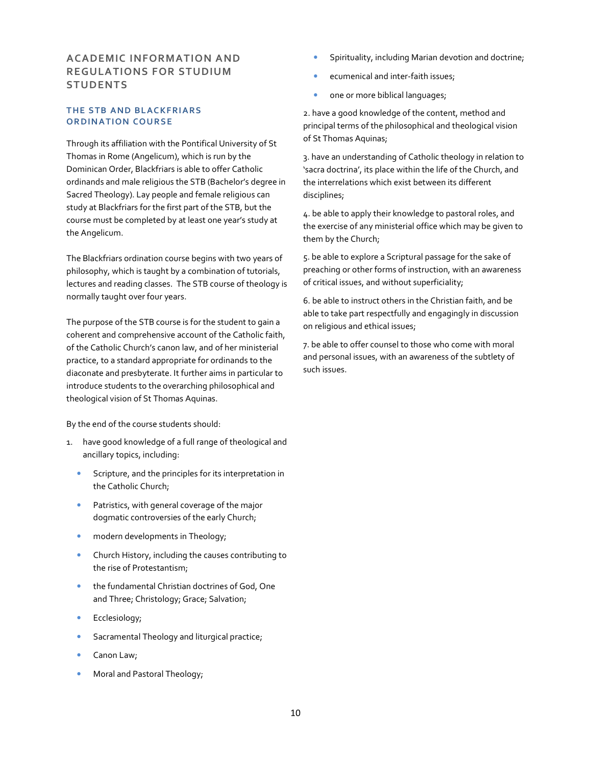# ACADEMIC INFORMATION AND REGULATIONS FOR STUDIUM STUDENTS

## THE STB AND BLACKFRIARS ORDINATION COURSE

Through its affiliation with the Pontifical University of St Thomas in Rome (Angelicum), which is run by the Dominican Order, Blackfriars is able to offer Catholic ordinands and male religious the STB (Bachelor's degree in Sacred Theology). Lay people and female religious can study at Blackfriars for the first part of the STB, but the course must be completed by at least one year's study at the Angelicum.

The Blackfriars ordination course begins with two years of philosophy, which is taught by a combination of tutorials, lectures and reading classes. The STB course of theology is normally taught over four years.

The purpose of the STB course is for the student to gain a coherent and comprehensive account of the Catholic faith, of the Catholic Church's canon law, and of her ministerial practice, to a standard appropriate for ordinands to the diaconate and presbyterate. It further aims in particular to introduce students to the overarching philosophical and theological vision of St Thomas Aquinas.

By the end of the course students should:

1. have good knowledge of a full range of theological and ancillary topics, including:
   - Scripture, and the principles for its interpretation in the Catholic Church;
   - Patristics, with general coverage of the major dogmatic controversies of the early Church;
   - modern developments in Theology;
   - Church History, including the causes contributing to the rise of Protestantism;
   - the fundamental Christian doctrines of God, One and Three; Christology; Grace; Salvation;
   - Ecclesiology;
   - Sacramental Theology and liturgical practice;
   - Canon Law;
   - Moral and Pastoral Theology;
   - Spirituality, including Marian devotion and doctrine;
   - ecumenical and inter-faith issues;
   - one or more biblical languages;

2. have a good knowledge of the content, method and principal terms of the philosophical and theological vision of St Thomas Aquinas;

3. have an understanding of Catholic theology in relation to 'sacra doctrina', its place within the life of the Church, and the interrelations which exist between its different disciplines;

4. be able to apply their knowledge to pastoral roles, and the exercise of any ministerial office which may be given to them by the Church;

5. be able to explore a Scriptural passage for the sake of preaching or other forms of instruction, with an awareness of critical issues, and without superficiality;

6. be able to instruct others in the Christian faith, and be able to take part respectfully and engagingly in discussion on religious and ethical issues;

7. be able to offer counsel to those who come with moral and personal issues, with an awareness of the subtlety of such issues.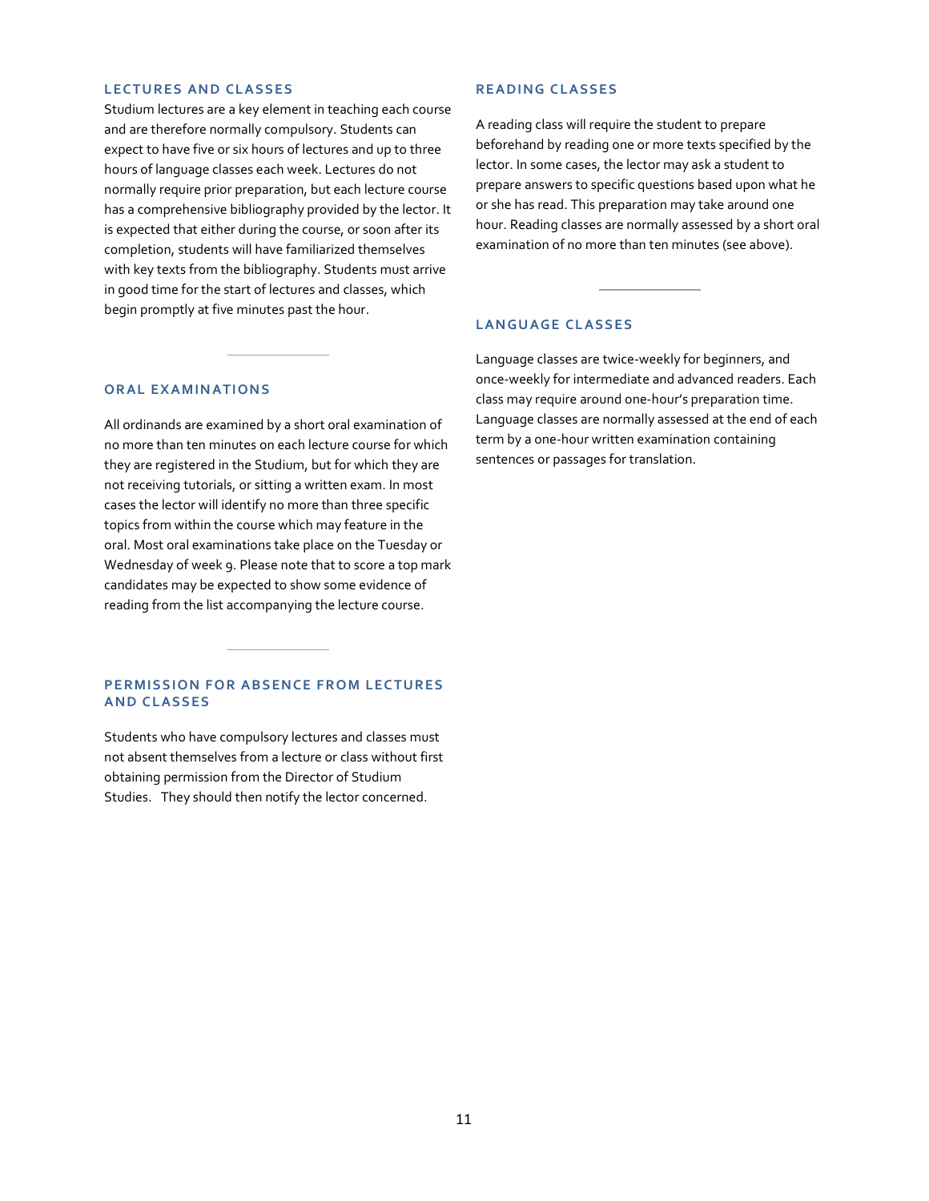## LECTURES AND CLASSES

Studium lectures are a key element in teaching each course and are therefore normally compulsory. Students can expect to have five or six hours of lectures and up to three hours of language classes each week. Lectures do not normally require prior preparation, but each lecture course has a comprehensive bibliography provided by the lector. It is expected that either during the course, or soon after its completion, students will have familiarized themselves with key texts from the bibliography. Students must arrive in good time for the start of lectures and classes, which begin promptly at five minutes past the hour.

---

## ORAL EXAMINATIONS

All ordinands are examined by a short oral examination of no more than ten minutes on each lecture course for which they are registered in the Studium, but for which they are not receiving tutorials, or sitting a written exam. In most cases the lector will identify no more than three specific topics from within the course which may feature in the oral. Most oral examinations take place on the Tuesday or Wednesday of week 9. Please note that to score a top mark candidates may be expected to show some evidence of reading from the list accompanying the lecture course.

---

## PERMISSION FOR ABSENCE FROM LECTURES AND CLASSES

Students who have compulsory lectures and classes must not absent themselves from a lecture or class without first obtaining permission from the Director of Studium Studies. They should then notify the lector concerned.

## READING CLASSES

A reading class will require the student to prepare beforehand by reading one or more texts specified by the lector. In some cases, the lector may ask a student to prepare answers to specific questions based upon what he or she has read. This preparation may take around one hour. Reading classes are normally assessed by a short oral examination of no more than ten minutes (see above).

---

## LANGUAGE CLASSES

Language classes are twice-weekly for beginners, and once-weekly for intermediate and advanced readers. Each class may require around one-hour's preparation time. Language classes are normally assessed at the end of each term by a one-hour written examination containing sentences or passages for translation.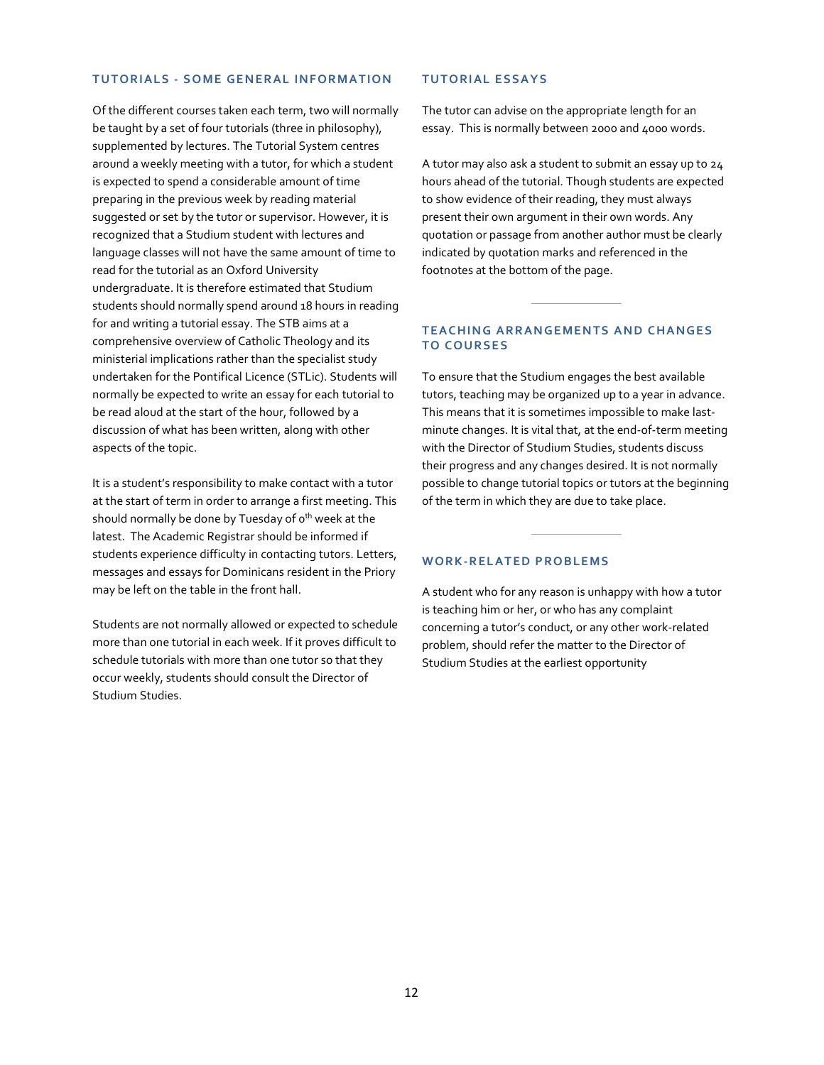## TUTORIALS - SOME GENERAL INFORMATION

Of the different courses taken each term, two will normally be taught by a set of four tutorials (three in philosophy), supplemented by lectures. The Tutorial System centres around a weekly meeting with a tutor, for which a student is expected to spend a considerable amount of time preparing in the previous week by reading material suggested or set by the tutor or supervisor. However, it is recognized that a Studium student with lectures and language classes will not have the same amount of time to read for the tutorial as an Oxford University undergraduate. It is therefore estimated that Studium students should normally spend around 18 hours in reading for and writing a tutorial essay. The STB aims at a comprehensive overview of Catholic Theology and its ministerial implications rather than the specialist study undertaken for the Pontifical Licence (STLic). Students will normally be expected to write an essay for each tutorial to be read aloud at the start of the hour, followed by a discussion of what has been written, along with other aspects of the topic.

It is a student's responsibility to make contact with a tutor at the start of term in order to arrange a first meeting. This should normally be done by Tuesday of 0th week at the latest. The Academic Registrar should be informed if students experience difficulty in contacting tutors. Letters, messages and essays for Dominicans resident in the Priory may be left on the table in the front hall.

Students are not normally allowed or expected to schedule more than one tutorial in each week. If it proves difficult to schedule tutorials with more than one tutor so that they occur weekly, students should consult the Director of Studium Studies.

## TUTORIAL ESSAYS

The tutor can advise on the appropriate length for an essay. This is normally between 2000 and 4000 words.

A tutor may also ask a student to submit an essay up to 24 hours ahead of the tutorial. Though students are expected to show evidence of their reading, they must always present their own argument in their own words. Any quotation or passage from another author must be clearly indicated by quotation marks and referenced in the footnotes at the bottom of the page.

## TEACHING ARRANGEMENTS AND CHANGES TO COURSES

To ensure that the Studium engages the best available tutors, teaching may be organized up to a year in advance. This means that it is sometimes impossible to make last-minute changes. It is vital that, at the end-of-term meeting with the Director of Studium Studies, students discuss their progress and any changes desired. It is not normally possible to change tutorial topics or tutors at the beginning of the term in which they are due to take place.

## WORK-RELATED PROBLEMS

A student who for any reason is unhappy with how a tutor is teaching him or her, or who has any complaint concerning a tutor's conduct, or any other work-related problem, should refer the matter to the Director of Studium Studies at the earliest opportunity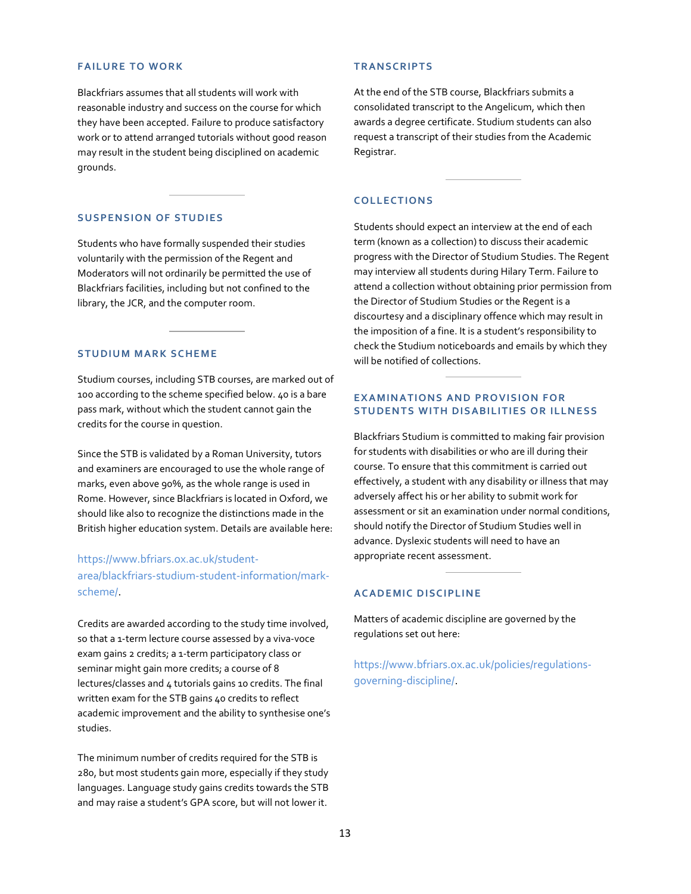## FAILURE TO WORK

Blackfriars assumes that all students will work with reasonable industry and success on the course for which they have been accepted. Failure to produce satisfactory work or to attend arranged tutorials without good reason may result in the student being disciplined on academic grounds.

## SUSPENSION OF STUDIES

Students who have formally suspended their studies voluntarily with the permission of the Regent and Moderators will not ordinarily be permitted the use of Blackfriars facilities, including but not confined to the library, the JCR, and the computer room.

## STUDIUM MARK SCHEME

Studium courses, including STB courses, are marked out of 100 according to the scheme specified below. 40 is a bare pass mark, without which the student cannot gain the credits for the course in question.

Since the STB is validated by a Roman University, tutors and examiners are encouraged to use the whole range of marks, even above 90%, as the whole range is used in Rome. However, since Blackfriars is located in Oxford, we should like also to recognize the distinctions made in the British higher education system. Details are available here:

https://www.bfriars.ox.ac.uk/student-area/blackfriars-studium-student-information/mark-scheme/.

Credits are awarded according to the study time involved, so that a 1-term lecture course assessed by a viva-voce exam gains 2 credits; a 1-term participatory class or seminar might gain more credits; a course of 8 lectures/classes and 4 tutorials gains 10 credits. The final written exam for the STB gains 40 credits to reflect academic improvement and the ability to synthesise one's studies.

The minimum number of credits required for the STB is 280, but most students gain more, especially if they study languages. Language study gains credits towards the STB and may raise a student's GPA score, but will not lower it.

## TRANSCRIPTS

At the end of the STB course, Blackfriars submits a consolidated transcript to the Angelicum, which then awards a degree certificate. Studium students can also request a transcript of their studies from the Academic Registrar.

## COLLECTIONS

Students should expect an interview at the end of each term (known as a collection) to discuss their academic progress with the Director of Studium Studies. The Regent may interview all students during Hilary Term. Failure to attend a collection without obtaining prior permission from the Director of Studium Studies or the Regent is a discourtesy and a disciplinary offence which may result in the imposition of a fine. It is a student's responsibility to check the Studium noticeboards and emails by which they will be notified of collections.

## EXAMINATIONS AND PROVISION FOR STUDENTS WITH DISABILITIES OR ILLNESS

Blackfriars Studium is committed to making fair provision for students with disabilities or who are ill during their course. To ensure that this commitment is carried out effectively, a student with any disability or illness that may adversely affect his or her ability to submit work for assessment or sit an examination under normal conditions, should notify the Director of Studium Studies well in advance. Dyslexic students will need to have an appropriate recent assessment.

## ACADEMIC DISCIPLINE

Matters of academic discipline are governed by the regulations set out here:

https://www.bfriars.ox.ac.uk/policies/regulations-governing-discipline/.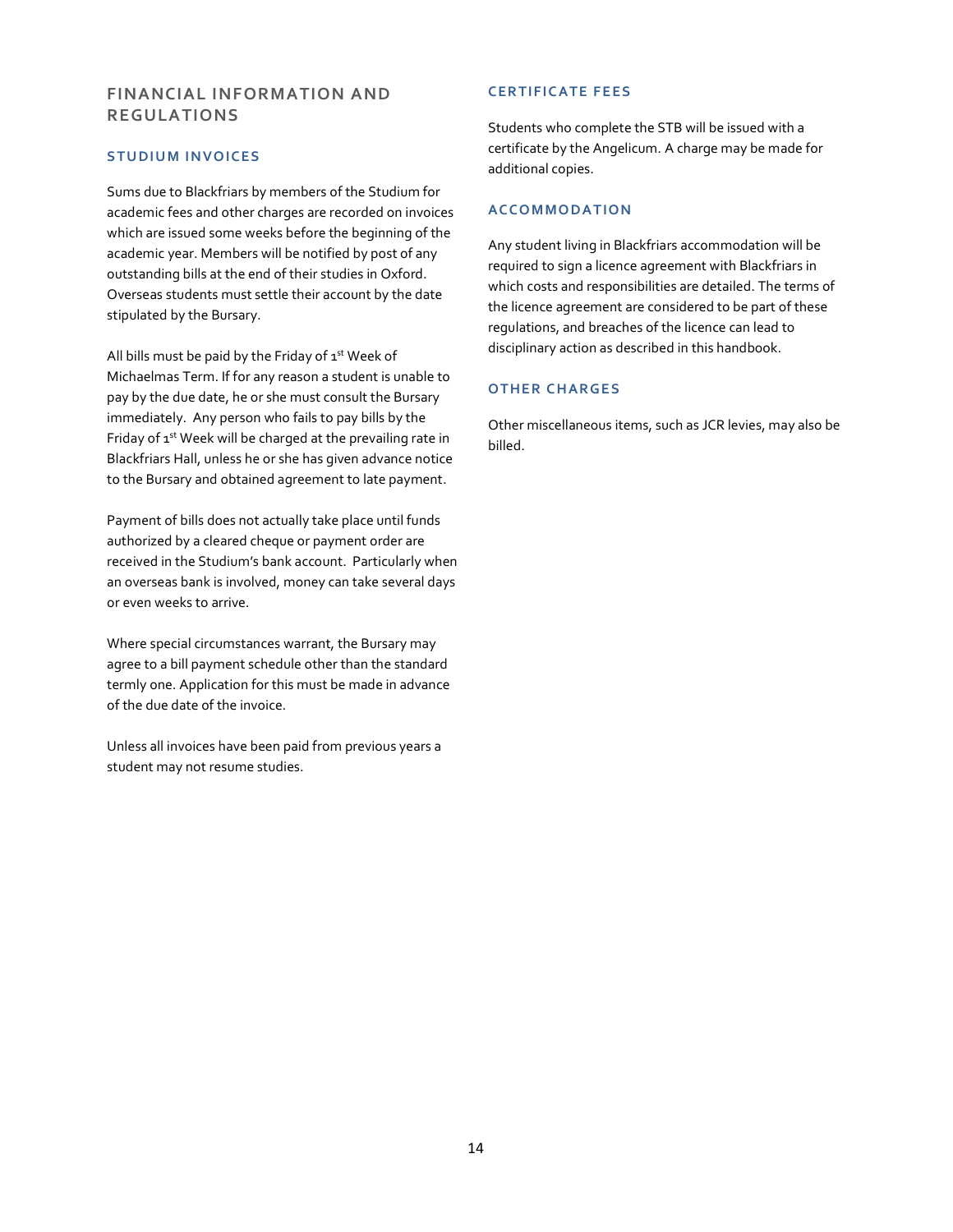## FINANCIAL INFORMATION AND REGULATIONS

### STUDIUM INVOICES

Sums due to Blackfriars by members of the Studium for academic fees and other charges are recorded on invoices which are issued some weeks before the beginning of the academic year. Members will be notified by post of any outstanding bills at the end of their studies in Oxford. Overseas students must settle their account by the date stipulated by the Bursary.

All bills must be paid by the Friday of 1st Week of Michaelmas Term. If for any reason a student is unable to pay by the due date, he or she must consult the Bursary immediately. Any person who fails to pay bills by the Friday of 1st Week will be charged at the prevailing rate in Blackfriars Hall, unless he or she has given advance notice to the Bursary and obtained agreement to late payment.

Payment of bills does not actually take place until funds authorized by a cleared cheque or payment order are received in the Studium's bank account. Particularly when an overseas bank is involved, money can take several days or even weeks to arrive.

Where special circumstances warrant, the Bursary may agree to a bill payment schedule other than the standard termly one. Application for this must be made in advance of the due date of the invoice.

Unless all invoices have been paid from previous years a student may not resume studies.

### CERTIFICATE FEES

Students who complete the STB will be issued with a certificate by the Angelicum. A charge may be made for additional copies.

### ACCOMMODATION

Any student living in Blackfriars accommodation will be required to sign a licence agreement with Blackfriars in which costs and responsibilities are detailed. The terms of the licence agreement are considered to be part of these regulations, and breaches of the licence can lead to disciplinary action as described in this handbook.

### OTHER CHARGES

Other miscellaneous items, such as JCR levies, may also be billed.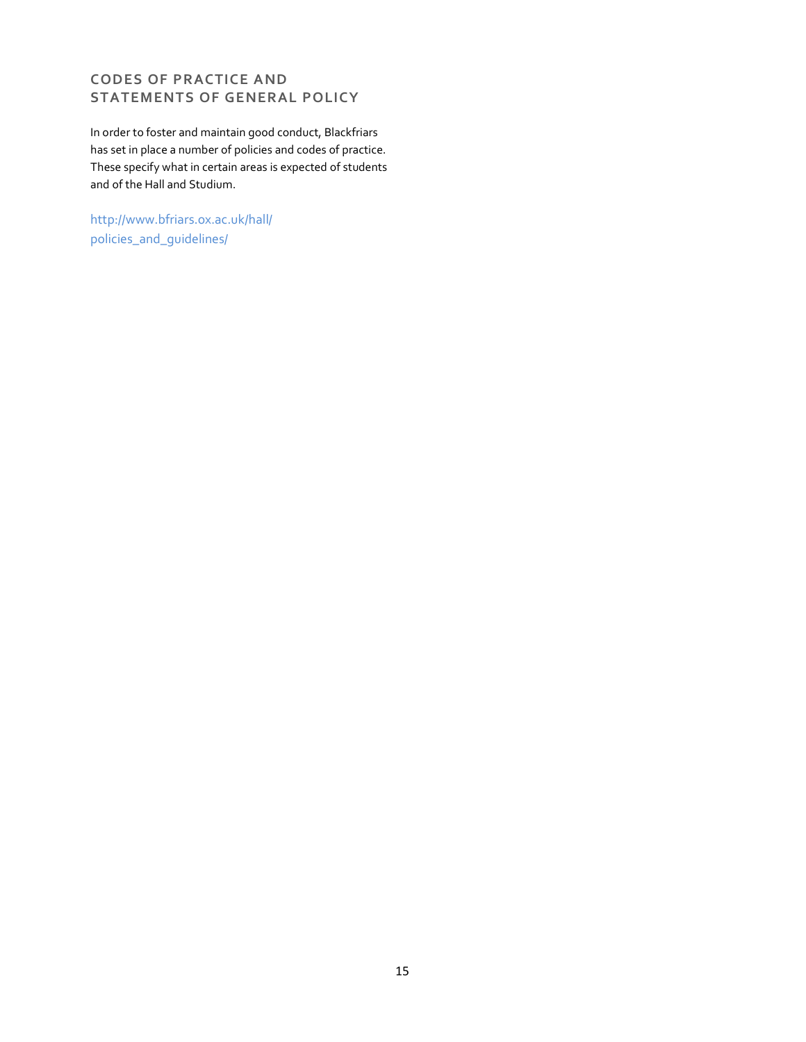## CODES OF PRACTICE AND STATEMENTS OF GENERAL POLICY

In order to foster and maintain good conduct, Blackfriars has set in place a number of policies and codes of practice. These specify what in certain areas is expected of students and of the Hall and Studium.

http://www.bfriars.ox.ac.uk/hall/policies_and_guidelines/